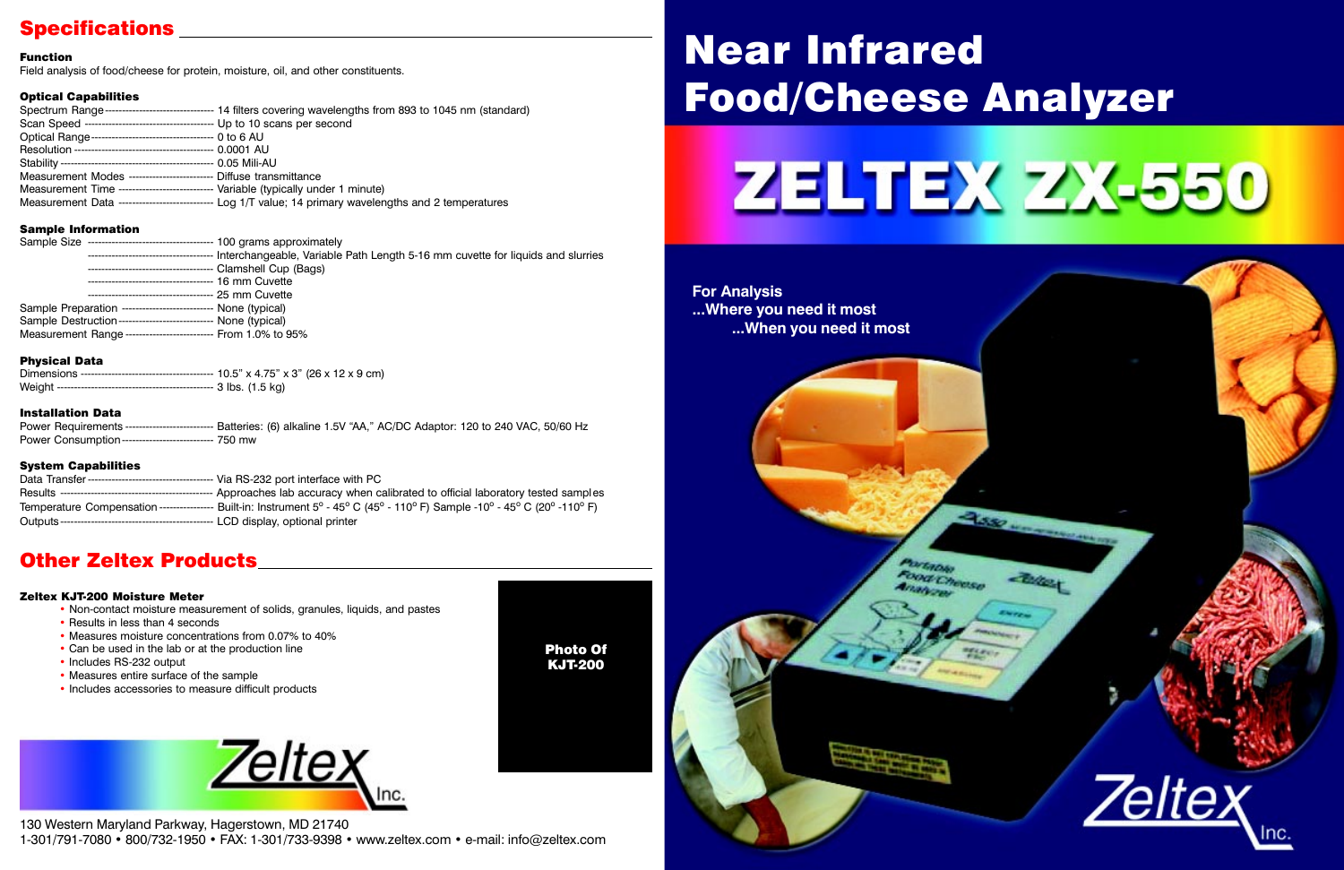## Specifications

### Function

Field analysis of food/cheese for protein, moisture, oil, and other constituents.

### Optical Capabilities

| | |
|---|---|
| Spectrum Range | 14 filters covering wavelengths from 893 to 1045 nm (standard) |
| Scan Speed | Up to 10 scans per second |
| Optical Range | 0 to 6 AU |
| Resolution | 0.0001 AU |
| Stability | 0.05 Mili-AU |
| Measurement Modes | Diffuse transmittance |
| Measurement Time | Variable (typically under 1 minute) |
| Measurement Data | Log 1/T value; 14 primary wavelengths and 2 temperatures |

### Sample Information

| | |
|---|---|
| Sample Size | 100 grams approximately |
| | Interchangeable, Variable Path Length 5-16 mm cuvette for liquids and slurries |
| | Clamshell Cup (Bags) |
| | 16 mm Cuvette |
| | 25 mm Cuvette |
| Sample Preparation | None (typical) |
| Sample Destruction | None (typical) |
| Measurement Range | From 1.0% to 95% |

### Physical Data

| | |
|---|---|
| Dimensions | 10.5" x 4.75" x 3" (26 x 12 x 9 cm) |
| Weight | 3 lbs. (1.5 kg) |

### Installation Data

| | |
|---|---|
| Power Requirements | Batteries: (6) alkaline 1.5V "AA," AC/DC Adaptor: 120 to 240 VAC, 50/60 Hz |
| Power Consumption | 750 mw |

### System Capabilities

| | |
|---|---|
| Data Transfer | Via RS-232 port interface with PC |
| Results | Approaches lab accuracy when calibrated to official laboratory tested samples |
| Temperature Compensation | Built-in: Instrument 5° - 45° C (45° - 110° F) Sample -10° - 45° C (20° -110° F) |
| Outputs | LCD display, optional printer |

## Other Zeltex Products

### Zeltex KJT-200 Moisture Meter

- Non-contact moisture measurement of solids, granules, liquids, and pastes
- Results in less than 4 seconds
- Measures moisture concentrations from 0.07% to 40%
- Can be used in the lab or at the production line
- Includes RS-232 output
- Measures entire surface of the sample
- Includes accessories to measure difficult products

Photo Of KJT-200

Zeltex Inc.

130 Western Maryland Parkway, Hagerstown, MD 21740
1-301/791-7080 • 800/732-1950 • FAX: 1-301/733-9398 • www.zeltex.com • e-mail: info@zeltex.com

# Near Infrared Food/Cheese Analyzer

# ZELTEX ZX-550

**For Analysis**
**...Where you need it most**
**...When you need it most**

Zeltex Inc.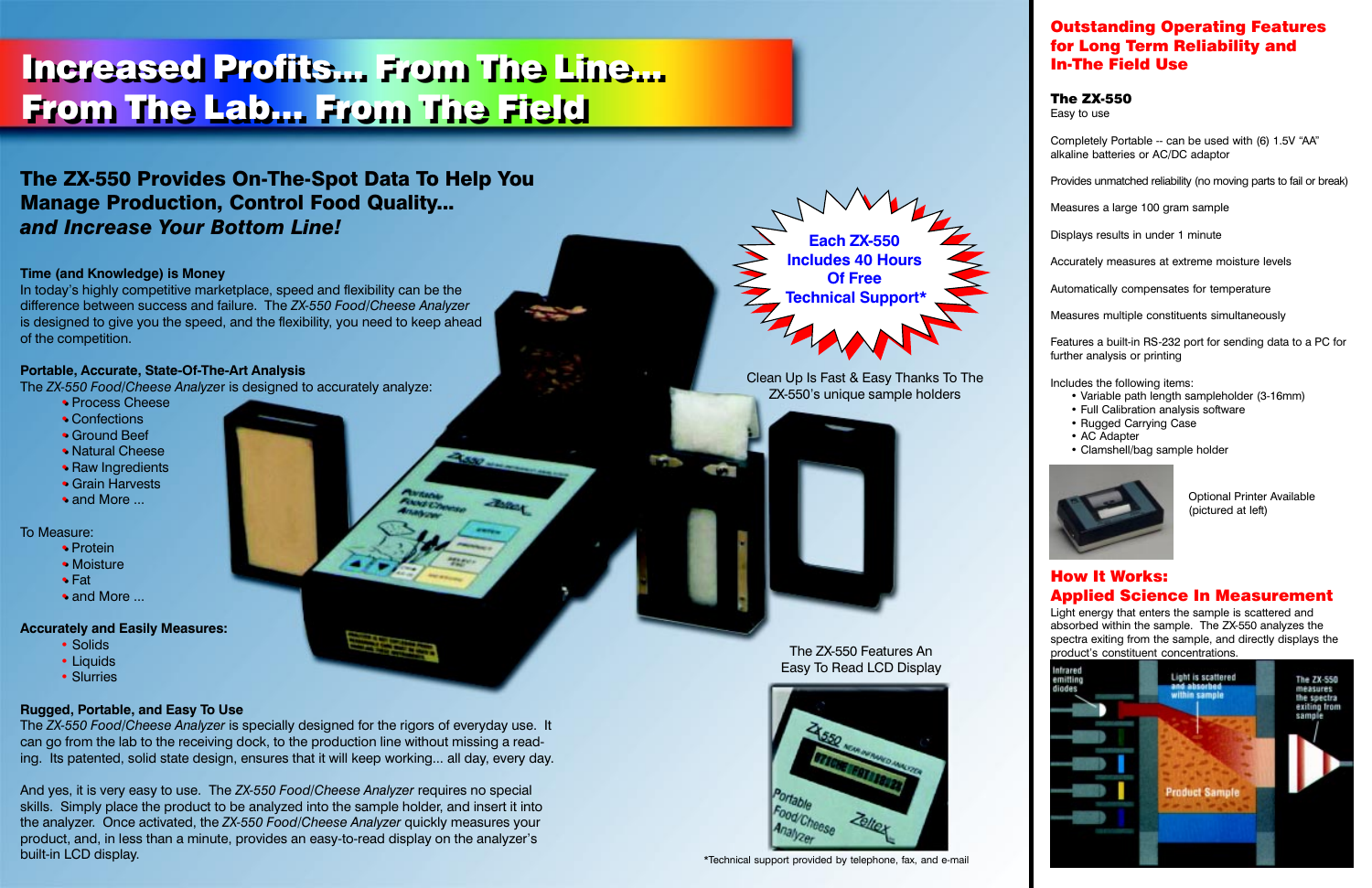# Increased Profits... From The Line... From The Lab... From The Field

## The ZX-550 Provides On-The-Spot Data To Help You Manage Production, Control Food Quality... *and Increase Your Bottom Line!*

**Time (and Knowledge) is Money**
In today's highly competitive marketplace, speed and flexibility can be the difference between success and failure. The *ZX-550 Food/Cheese Analyzer* is designed to give you the speed, and the flexibility, you need to keep ahead of the competition.

**Portable, Accurate, State-Of-The-Art Analysis**
The *ZX-550 Food/Cheese Analyzer* is designed to accurately analyze:

- Process Cheese
- Confections
- Ground Beef
- Natural Cheese
- Raw Ingredients
- Grain Harvests
- and More ...

To Measure:

- Protein
- Moisture
- Fat
- and More ...

**Accurately and Easily Measures:**

- Solids
- Liquids
- Slurries

**Rugged, Portable, and Easy To Use**
The *ZX-550 Food/Cheese Analyzer* is specially designed for the rigors of everyday use. It can go from the lab to the receiving dock, to the production line without missing a reading. Its patented, solid state design, ensures that it will keep working... all day, every day.

And yes, it is very easy to use. The *ZX-550 Food/Cheese Analyzer* requires no special skills. Simply place the product to be analyzed into the sample holder, and insert it into the analyzer. Once activated, the *ZX-550 Food/Cheese Analyzer* quickly measures your product, and, in less than a minute, provides an easy-to-read display on the analyzer's built-in LCD display.

**Each ZX-550 Includes 40 Hours Of Free Technical Support***

Clean Up Is Fast & Easy Thanks To The ZX-550's unique sample holders

The ZX-550 Features An Easy To Read LCD Display

*Technical support provided by telephone, fax, and e-mail

## Outstanding Operating Features for Long Term Reliability and In-The Field Use

**The ZX-550**
Easy to use

Completely Portable -- can be used with (6) 1.5V "AA" alkaline batteries or AC/DC adaptor

Provides unmatched reliability (no moving parts to fail or break)

Measures a large 100 gram sample

Displays results in under 1 minute

Accurately measures at extreme moisture levels

Automatically compensates for temperature

Measures multiple constituents simultaneously

Features a built-in RS-232 port for sending data to a PC for further analysis or printing

Includes the following items:

- Variable path length sampleholder (3-16mm)
- Full Calibration analysis software
- Rugged Carrying Case
- AC Adapter
- Clamshell/bag sample holder

Optional Printer Available (pictured at left)

## How It Works: Applied Science In Measurement

Light energy that enters the sample is scattered and absorbed within the sample. The ZX-550 analyzes the spectra exiting from the sample, and directly displays the product's constituent concentrations.

Infrared emitting diodes

Light is scattered and absorbed within sample

Product Sample

The ZX-550 measures the spectra exiting from sample